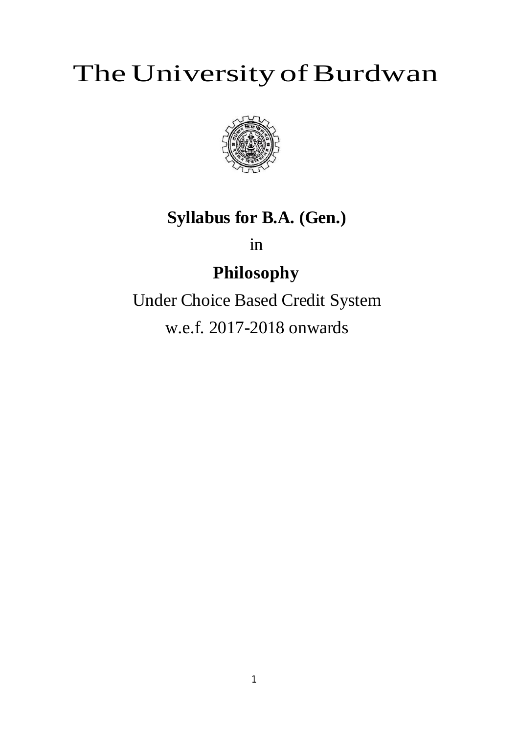# The University of Burdwan

**Syllabus for B.A. (Gen.)**

in

**Philosophy**

Under Choice Based Credit System

w.e.f. 2017-2018 onwards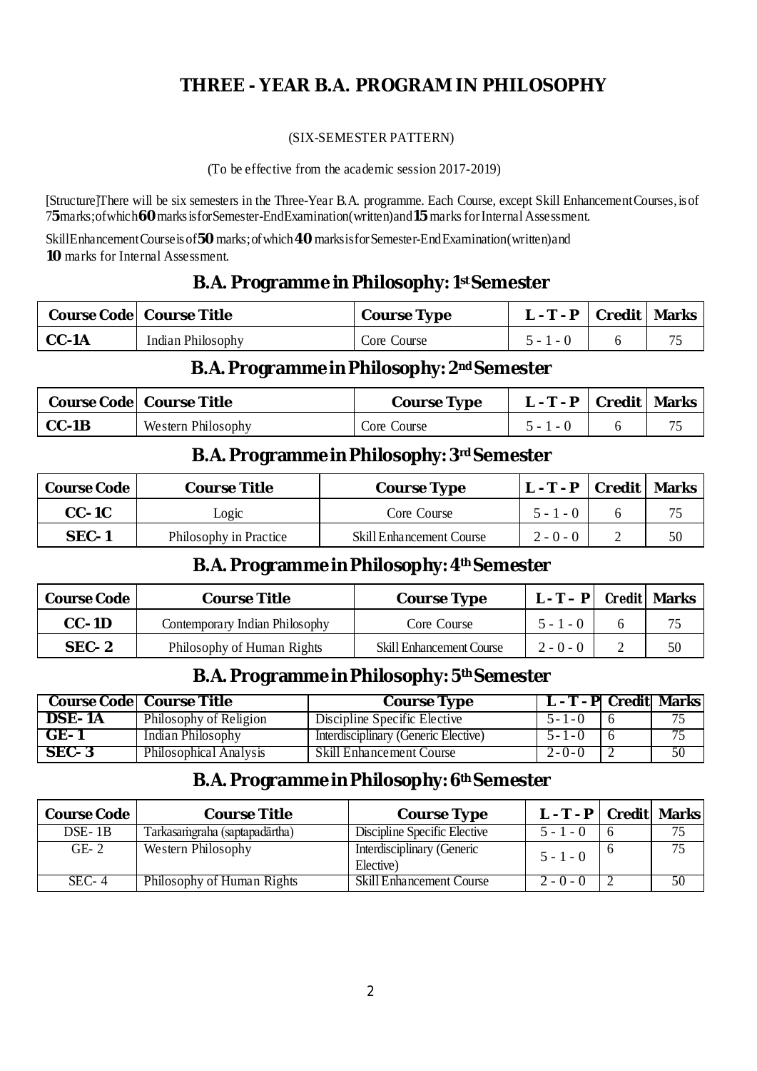# THREE - YEAR B.A. PROGRAM IN PHILOSOPHY

(SIX-SEMESTER PATTERN)

(To be effective from the academic session 2017-2019)

[Structure]There will be six semesters in the Three-Year B.A. programme. Each Course, except Skill Enhancement Courses, is of 7**5** marks; of which **60** marks is for Semester-End Examination (written) and **15** marks for Internal Assessment.

Skill Enhancement Course is of **50** marks; of which **40** marks is for Semester-End Examination (written) and **10** marks for Internal Assessment.

## B.A. Programme in Philosophy: 1st Semester

| Course Code | Course Title | Course Type | L - T - P | Credit | Marks |
|---|---|---|---|---|---|
| **CC-1A** | Indian Philosophy | Core Course | 5 - 1 - 0 | 6 | 75 |

## B.A. Programme in Philosophy: 2nd Semester

| Course Code | Course Title | Course Type | L - T - P | Credit | Marks |
|---|---|---|---|---|---|
| **CC-1B** | Western Philosophy | Core Course | 5 - 1 - 0 | 6 | 75 |

## B.A. Programme in Philosophy: 3rd Semester

| Course Code | Course Title | Course Type | L - T - P | Credit | Marks |
|---|---|---|---|---|---|
| **CC- 1C** | Logic | Core Course | 5 - 1 - 0 | 6 | 75 |
| **SEC- 1** | Philosophy in Practice | Skill Enhancement Course | 2 - 0 - 0 | 2 | 50 |

## B.A. Programme in Philosophy: 4th Semester

| Course Code | Course Title | Course Type | L - T – P | Credit | Marks |
|---|---|---|---|---|---|
| **CC- 1D** | Contemporary Indian Philosophy | Core Course | 5 - 1 - 0 | 6 | 75 |
| **SEC- 2** | Philosophy of Human Rights | Skill Enhancement Course | 2 - 0 - 0 | 2 | 50 |

## B.A. Programme in Philosophy: 5th Semester

| Course Code | Course Title | Course Type | L - T - P | Credit | Marks |
|---|---|---|---|---|---|
| **DSE- 1A** | Philosophy of Religion | Discipline Specific Elective | 5 - 1 - 0 | 6 | 75 |
| **GE- 1** | Indian Philosophy | Interdisciplinary (Generic Elective) | 5 - 1 - 0 | 6 | 75 |
| **SEC- 3** | Philosophical Analysis | Skill Enhancement Course | 2 - 0 - 0 | 2 | 50 |

## B.A. Programme in Philosophy: 6th Semester

| Course Code | Course Title | Course Type | L - T - P | Credit | Marks |
|---|---|---|---|---|---|
| DSE- 1B | Tarkasaṁgraha (saptapadārtha) | Discipline Specific Elective | 5 - 1 - 0 | 6 | 75 |
| GE- 2 | Western Philosophy | Interdisciplinary (Generic Elective) | 5 - 1 - 0 | 6 | 75 |
| SEC- 4 | Philosophy of Human Rights | Skill Enhancement Course | 2 - 0 - 0 | 2 | 50 |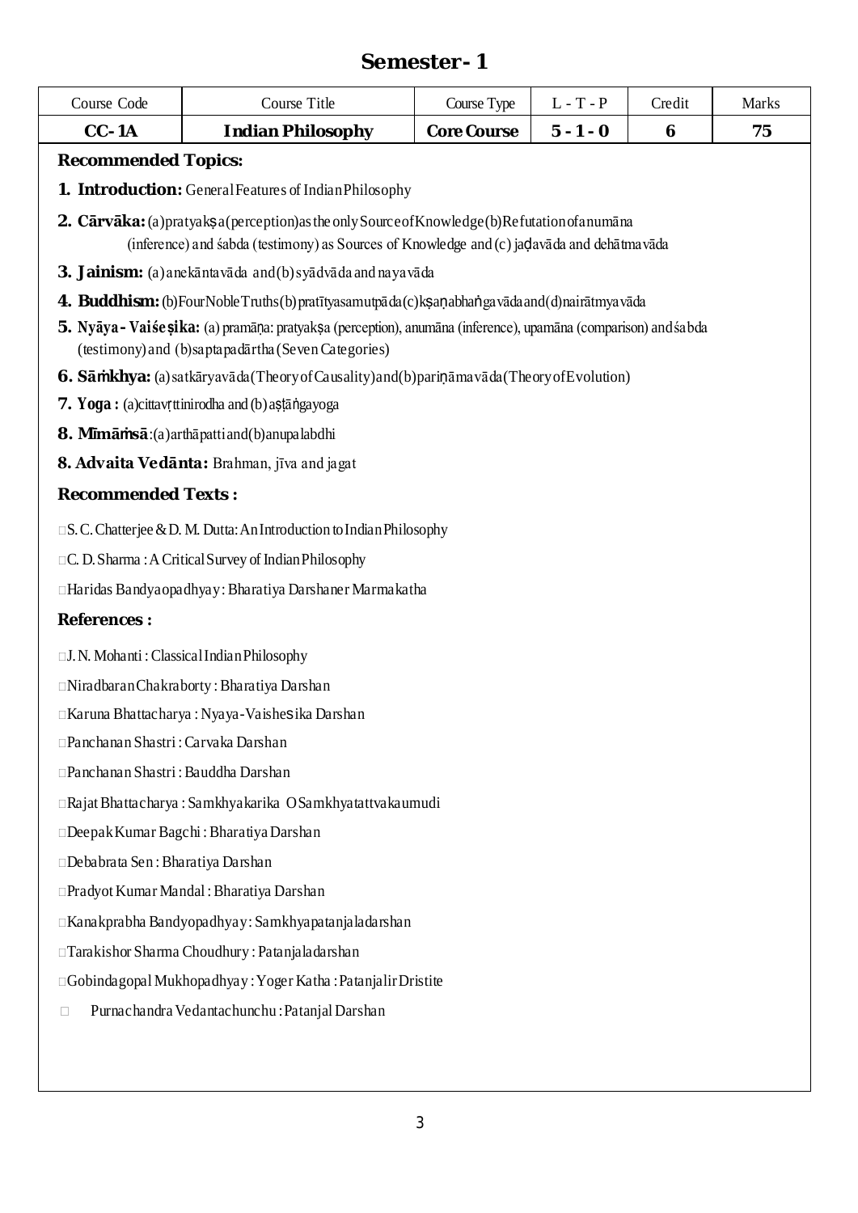# Semester- 1

| Course Code | Course Title | Course Type | L - T - P | Credit | Marks |
|---|---|---|---|---|---|
| **CC- 1A** | **Indian Philosophy** | **Core Course** | **5 - 1 - 0** | **6** | **75** |

### Recommended Topics:

**1. Introduction:** General Features of Indian Philosophy

**2. Cārvāka:** (a) pratyakṣa (perception) as the only Source of Knowledge (b) Refutation of anumāna (inference) and śabda (testimony) as Sources of Knowledge and (c) jaḍavāda and dehātmavāda

**3. Jainism:** (a) anekāntavāda and (b) syādvāda and nayavāda

**4. Buddhism:** (b) Four Noble Truths (b) pratītyasamutpāda (c) kṣaṇabhaṅgavāda and (d) nairātmyavāda

**5. Nyāya - Vaiśeṣika:** (a) pramāṇa: pratyakṣa (perception), anumāna (inference), upamāna (comparison) and śabda (testimony) and (b) saptapadārtha (Seven Categories)

**6. Sāṁkhya:** (a) satkāryavāda (Theory of Causality) and (b) pariṇāmavāda (Theory of Evolution)

**7. Yoga :** (a) cittavṛttinirodha and (b) aṣṭāṅgayoga

**8. Mīmāṁsā**: (a) arthāpatti and (b) anupalabdhi

**8. Advaita Vedānta:** Brahman, jīva and jagat

### Recommended Texts :

- S. C. Chatterjee & D. M. Dutta: An Introduction to Indian Philosophy
- C. D. Sharma : A Critical Survey of Indian Philosophy
- Haridas Bandyaopadhyay : Bharatiya Darshaner Marmakatha

### References :

- J. N. Mohanti : Classical Indian Philosophy
- Niradbaran Chakraborty : Bharatiya Darshan
- Karuna Bhattacharya : Nyaya-Vaishesika Darshan
- Panchanan Shastri : Carvaka Darshan
- Panchanan Shastri : Bauddha Darshan
- Rajat Bhattacharya : Samkhyakarika O Samkhyatattvakaumudi
- Deepak Kumar Bagchi : Bharatiya Darshan
- Debabrata Sen : Bharatiya Darshan
- Pradyot Kumar Mandal : Bharatiya Darshan
- Kanakprabha Bandyopadhyay : Samkhyapatanjaladarshan
- Tarakishor Sharma Choudhury : Patanjaladarshan
- Gobindagopal Mukhopadhyay : Yoger Katha : Patanjalir Dristite
- Purnachandra Vedantachunchu : Patanjal Darshan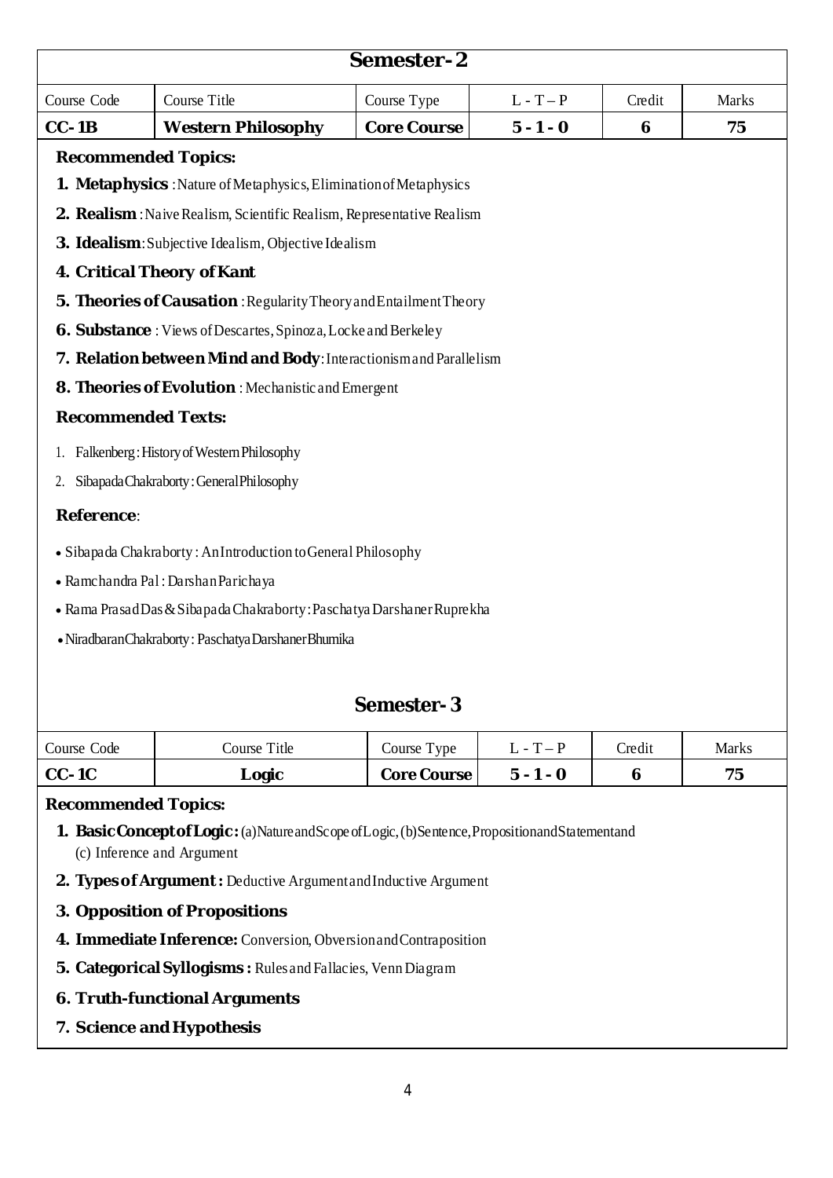## Semester-2

| Course Code | Course Title | Course Type | L - T – P | Credit | Marks |
|---|---|---|---|---|---|
| **CC-1B** | **Western Philosophy** | **Core Course** | **5 - 1 - 0** | **6** | **75** |

**Recommended Topics:**

1. **Metaphysics** : Nature of Metaphysics, Elimination of Metaphysics
2. **Realism** : Naive Realism, Scientific Realism, Representative Realism
3. **Idealism**: Subjective Idealism, Objective Idealism
4. **Critical Theory of Kant**
5. **Theories of Causation** : Regularity Theory and Entailment Theory
6. **Substance** : Views of Descartes, Spinoza, Locke and Berkeley
7. **Relation between Mind and Body**: Interactionism and Parallelism
8. **Theories of Evolution** : Mechanistic and Emergent

**Recommended Texts:**

1. Falkenberg : History of Western Philosophy
2. Sibapada Chakraborty : General Philosophy

**Reference**:

- Sibapada Chakraborty : An Introduction to General Philosophy
- Ramchandra Pal : Darshan Parichaya
- Rama Prasad Das & Sibapada Chakraborty : Paschatya Darshaner Ruprekha
- Niradbaran Chakraborty : Paschatya Darshaner Bhumika

## Semester-3

| Course Code | Course Title | Course Type | L - T – P | Credit | Marks |
|---|---|---|---|---|---|
| **CC-1C** | **Logic** | **Core Course** | **5 - 1 - 0** | **6** | **75** |

**Recommended Topics:**

1. **Basic Concept of Logic:** (a) Nature and Scope of Logic, (b) Sentence, Proposition and Statement and (c) Inference and Argument
2. **Types of Argument :** Deductive Argument and Inductive Argument
3. **Opposition of Propositions**
4. **Immediate Inference:** Conversion, Obversion and Contraposition
5. **Categorical Syllogisms :** Rules and Fallacies, Venn Diagram
6. **Truth-functional Arguments**
7. **Science and Hypothesis**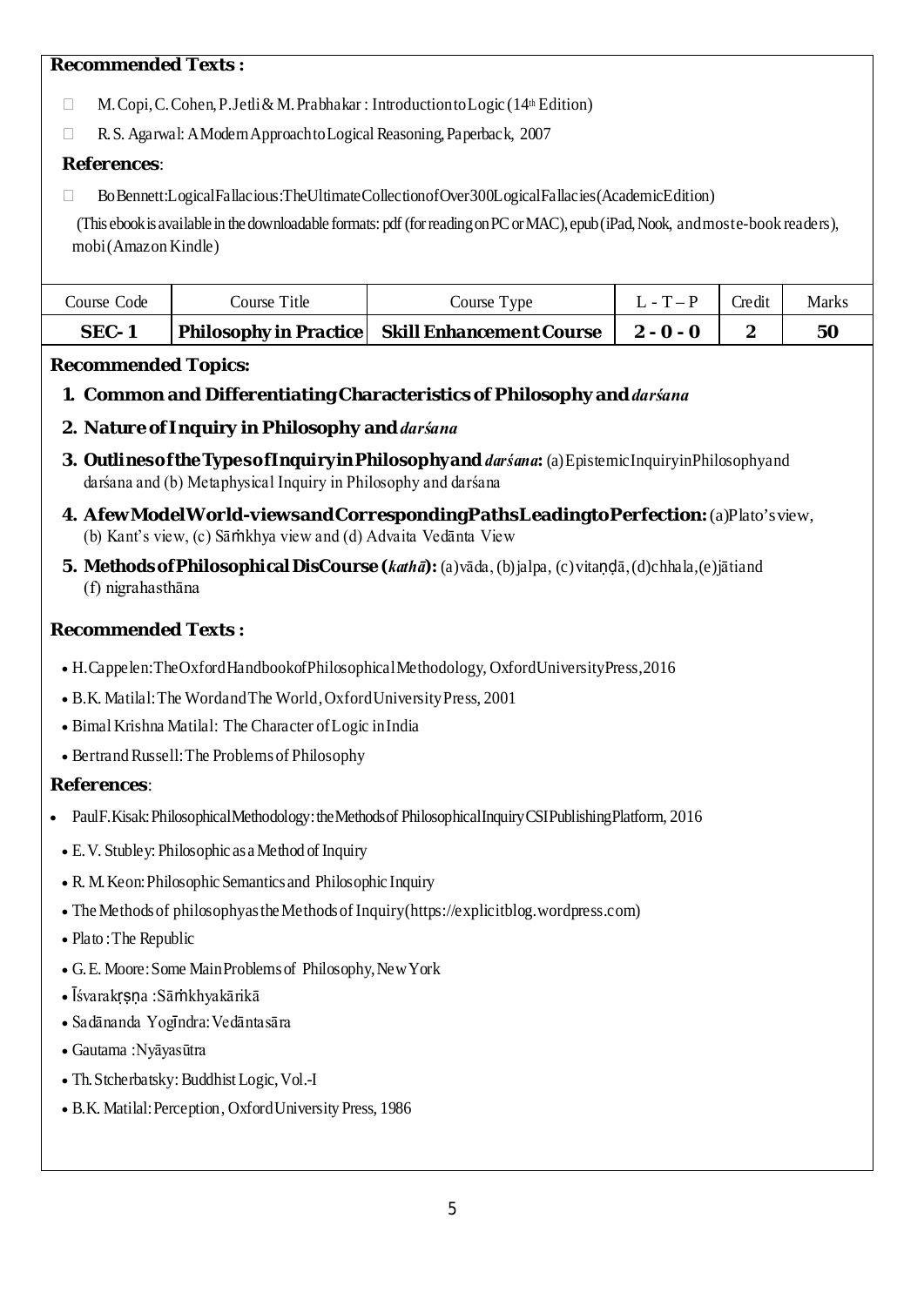**Recommended Texts :**

- M. Copi, C. Cohen, P. Jetli & M. Prabhakar : Introduction to Logic (14th Edition)
- R. S. Agarwal: A Modern Approach to Logical Reasoning, Paperback, 2007

**References**:

- Bo Bennett: Logical Fallacious: The Ultimate Collection of Over 300 Logical Fallacies (Academic Edition)

  (This ebook is available in the downloadable formats: pdf (for reading on PC or MAC), epub (iPad, Nook, and most e-book readers), mobi (Amazon Kindle)

| Course Code | Course Title | Course Type | L - T – P | Credit | Marks |
|---|---|---|---|---|---|
| **SEC- 1** | **Philosophy in Practice** | **Skill Enhancement Course** | **2 - 0 - 0** | **2** | **50** |

**Recommended Topics:**

1. **Common and Differentiating Characteristics of Philosophy and *darśana***
2. **Nature of Inquiry in Philosophy and *darśana***
3. **Outlines of the Types of Inquiry in Philosophy and *darśana*:** (a) Epistemic Inquiry in Philosophy and darśana and (b) Metaphysical Inquiry in Philosophy and darśana
4. **A few Model World-views and Corresponding Paths Leading to Perfection:** (a) Plato's view, (b) Kant's view, (c) Sāṁkhya view and (d) Advaita Vedānta View
5. **Methods of Philosophical DisCourse (*kathā*):** (a) vāda, (b) jalpa, (c) vitaṇḍā, (d) chhala, (e) jāti and (f) nigrahasthāna

**Recommended Texts :**

- H. Cappelen: The Oxford Handbook of Philosophical Methodology, Oxford University Press, 2016
- B.K. Matilal: The Word and The World, Oxford University Press, 2001
- Bimal Krishna Matilal: The Character of Logic in India
- Bertrand Russell: The Problems of Philosophy

**References**:

- Paul F. Kisak: Philosophical Methodology: the Methods of Philosophical Inquiry CSI Publishing Platform, 2016
- E. V. Stubley: Philosophic as a Method of Inquiry
- R. M. Keon: Philosophic Semantics and Philosophic Inquiry
- The Methods of philosophy as the Methods of Inquiry (https://explicitblog.wordpress.com)
- Plato : The Republic
- G. E. Moore: Some Main Problems of Philosophy, New York
- Īśvarakṛṣṇa : Sāṁkhyakārikā
- Sadānanda Yogīndra: Vedāntasāra
- Gautama : Nyāyasūtra
- Th. Stcherbatsky: Buddhist Logic, Vol.-I
- B.K. Matilal: Perception, Oxford University Press, 1986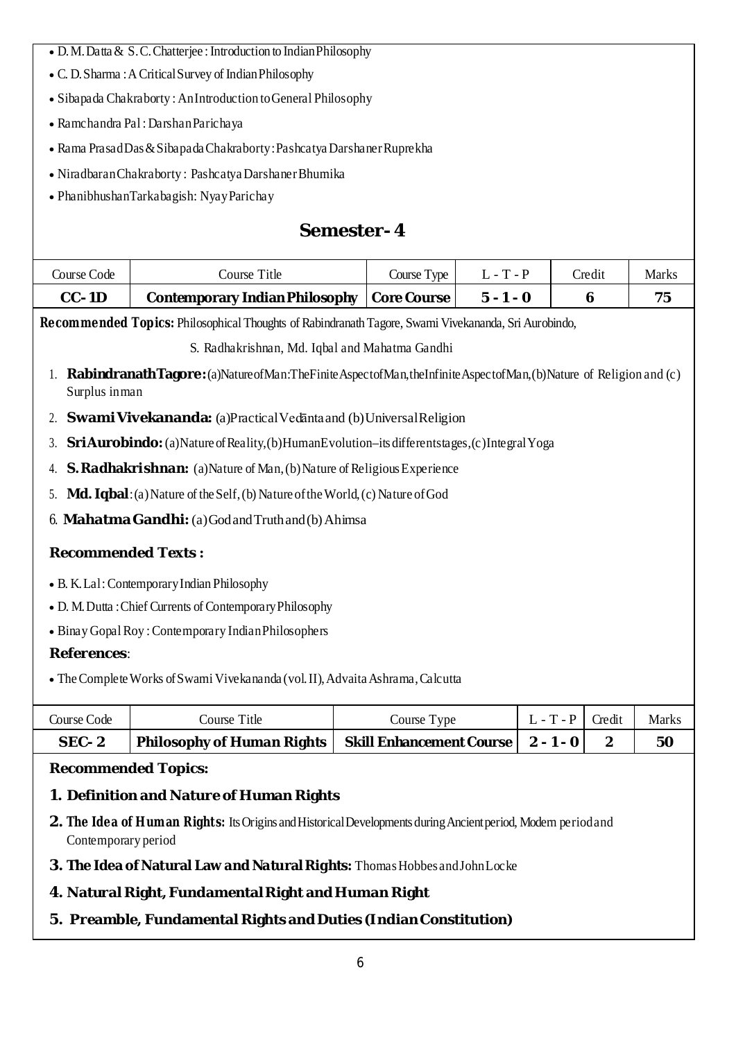- D. M. Datta & S. C. Chatterjee : Introduction to Indian Philosophy
- C. D. Sharma : A Critical Survey of Indian Philosophy
- Sibapada Chakraborty : An Introduction to General Philosophy
- Ramchandra Pal : Darshan Parichaya
- Rama Prasad Das & Sibapada Chakraborty : Pashcatya Darshaner Ruprekha
- Niradbaran Chakraborty : Pashcatya Darshaner Bhumika
- Phanibhushan Tarkabagish: Nyay Parichay

## Semester-4

| Course Code | Course Title | Course Type | L - T - P | Credit | Marks |
|---|---|---|---|---|---|
| **CC-1D** | **Contemporary Indian Philosophy** | **Core Course** | **5 - 1 - 0** | **6** | **75** |

**Recommended Topics:** Philosophical Thoughts of Rabindranath Tagore, Swami Vivekananda, Sri Aurobindo, S. Radhakrishnan, Md. Iqbal and Mahatma Gandhi

1. **Rabindranath Tagore:** (a) Nature of Man: The Finite Aspect of Man, the Infinite Aspect of Man, (b) Nature of Religion and (c) Surplus in man
2. **Swami Vivekananda:** (a) Practical Vedānta and (b) Universal Religion
3. **Sri Aurobindo:** (a) Nature of Reality, (b) Human Evolution–its different stages, (c) Integral Yoga
4. **S. Radhakrishnan:** (a) Nature of Man, (b) Nature of Religious Experience
5. **Md. Iqbal**: (a) Nature of the Self, (b) Nature of the World, (c) Nature of God
6. **Mahatma Gandhi:** (a) God and Truth and (b) Ahimsa

### Recommended Texts :

- B. K. Lal : Contemporary Indian Philosophy
- D. M. Dutta : Chief Currents of Contemporary Philosophy
- Binay Gopal Roy : Contemporary Indian Philosophers

### References:

- The Complete Works of Swami Vivekananda (vol. II), Advaita Ashrama, Calcutta

| Course Code | Course Title | Course Type | L - T - P | Credit | Marks |
|---|---|---|---|---|---|
| **SEC-2** | **Philosophy of Human Rights** | **Skill Enhancement Course** | **2 - 1 - 0** | **2** | **50** |

### Recommended Topics:

**1. Definition and Nature of Human Rights**

**2. The Idea of Human Rights:** Its Origins and Historical Developments during Ancient period, Modern period and Contemporary period

**3. The Idea of Natural Law and Natural Rights:** Thomas Hobbes and John Locke

**4. Natural Right, Fundamental Right and Human Right**

**5. Preamble, Fundamental Rights and Duties (Indian Constitution)**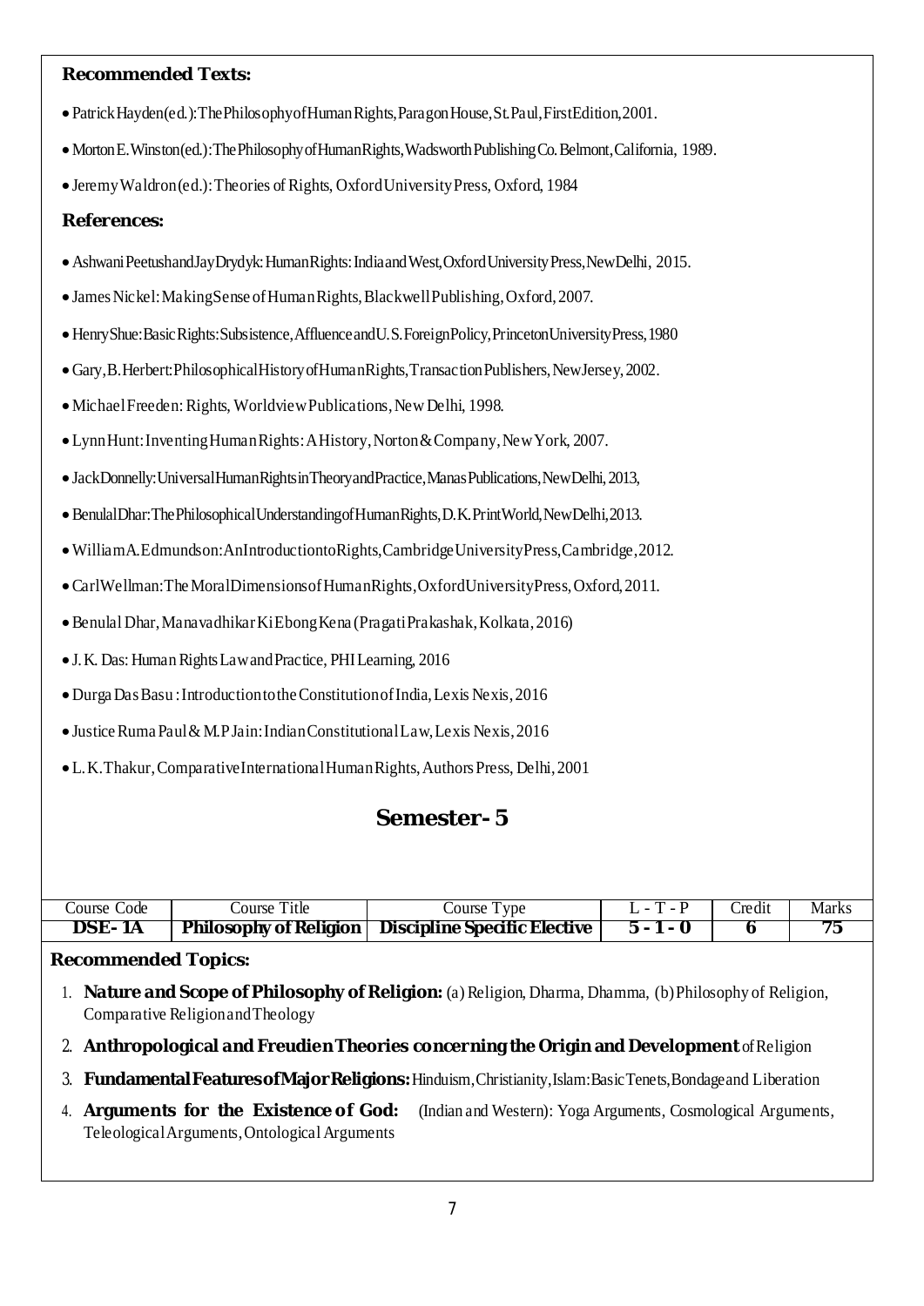### Recommended Texts:

- Patrick Hayden (ed.): The Philosophy of Human Rights, Paragon House, St. Paul, First Edition, 2001.
- Morton E. Winston (ed.): The Philosophy of Human Rights, Wadsworth Publishing Co. Belmont, California, 1989.
- Jeremy Waldron (ed.): Theories of Rights, Oxford University Press, Oxford, 1984

### References:

- Ashwani Peetush and Jay Drydyk: Human Rights: India and West, Oxford University Press, New Delhi, 2015.
- James Nickel: Making Sense of Human Rights, Blackwell Publishing, Oxford, 2007.
- Henry Shue: Basic Rights: Subsistence, Affluence and U.S. Foreign Policy, Princeton University Press, 1980
- Gary, B. Herbert: Philosophical History of Human Rights, Transaction Publishers, New Jersey, 2002.
- Michael Freeden: Rights, Worldview Publications, New Delhi, 1998.
- Lynn Hunt: Inventing Human Rights: A History, Norton & Company, New York, 2007.
- Jack Donnelly: Universal Human Rights in Theory and Practice, Manas Publications, New Delhi, 2013,
- Benulal Dhar: The Philosophical Understanding of Human Rights, D.K. Print World, New Delhi, 2013.
- William A. Edmundson: An Introduction to Rights, Cambridge University Press, Cambridge, 2012.
- Carl Wellman: The Moral Dimensions of Human Rights, Oxford University Press, Oxford, 2011.
- Benulal Dhar, Manavadhikar Ki Ebong Kena (Pragati Prakashak, Kolkata, 2016)
- J. K. Das: Human Rights Law and Practice, PHI Learning, 2016
- Durga Das Basu : Introduction to the Constitution of India, Lexis Nexis, 2016
- Justice Ruma Paul & M.P Jain: Indian Constitutional Law, Lexis Nexis, 2016
- L.K. Thakur, Comparative International Human Rights, Authors Press, Delhi, 2001

## Semester- 5

| Course Code | Course Title | Course Type | L - T - P | Credit | Marks |
|---|---|---|---|---|---|
| **DSE- 1A** | **Philosophy of Religion** | **Discipline Specific Elective** | **5 - 1 - 0** | **6** | **75** |

### Recommended Topics:

1. **Nature and Scope of Philosophy of Religion:** (a) Religion, Dharma, Dhamma, (b) Philosophy of Religion, Comparative Religion and Theology
2. **Anthropological and Freudien Theories concerning the Origin and Development** of Religion
3. **Fundamental Features of Major Religions:** Hinduism, Christianity, Islam: Basic Tenets, Bondage and Liberation
4. **Arguments for the Existence of God:** (Indian and Western): Yoga Arguments, Cosmological Arguments, Teleological Arguments, Ontological Arguments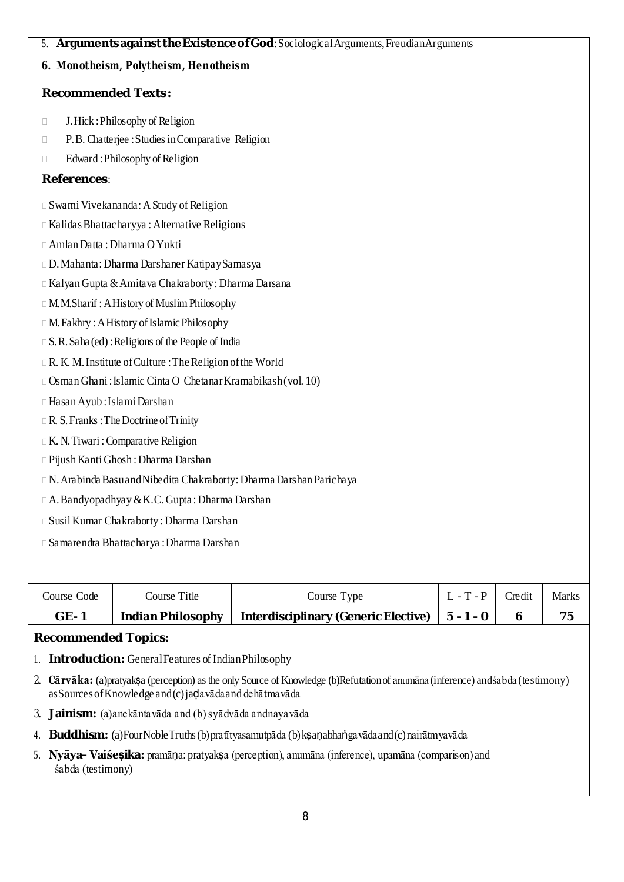5. **Arguments against the Existence of God**: Sociological Arguments, Freudian Arguments

6. ***Monotheism, Polytheism, Henotheism***

**Recommended Texts:**

- J. Hick : Philosophy of Religion
- P. B. Chatterjee : Studies in Comparative Religion
- Edward : Philosophy of Religion

**References**:

- Swami Vivekananda: A Study of Religion
- Kalidas Bhattacharyya : Alternative Religions
- Amlan Datta : Dharma O Yukti
- D. Mahanta: Dharma Darshaner Katipay Samasya
- Kalyan Gupta & Amitava Chakraborty: Dharma Darsana
- M.M.Sharif : A History of Muslim Philosophy
- M. Fakhry : A History of Islamic Philosophy
- S. R. Saha (ed) : Religions of the People of India
- R. K. M. Institute of Culture : The Religion of the World
- Osman Ghani : Islamic Cinta O Chetanar Kramabikash (vol. 10)
- Hasan Ayub : Islami Darshan
- R. S. Franks : The Doctrine of Trinity
- K. N. Tiwari : Comparative Religion
- Pijush Kanti Ghosh : Dharma Darshan
- N. Arabinda Basu and Nibedita Chakraborty: Dharma Darshan Parichaya
- A. Bandyopadhyay & K.C. Gupta : Dharma Darshan
- Susil Kumar Chakraborty : Dharma Darshan
- Samarendra Bhattacharya : Dharma Darshan

| Course Code | Course Title | Course Type | L - T - P | Credit | Marks |
|---|---|---|---|---|---|
| **GE-1** | **Indian Philosophy** | **Interdisciplinary (Generic Elective)** | **5 - 1 - 0** | **6** | **75** |

**Recommended Topics:**

1. **Introduction:** General Features of Indian Philosophy
2. **Cārvāka:** (a) pratyakṣa (perception) as the only Source of Knowledge (b) Refutation of anumāna (inference) and śabda (testimony) as Sources of Knowledge and (c) jaḍavāda and dehātmavāda
3. **Jainism:** (a) anekāntavāda and (b) syādvāda and nayavāda
4. **Buddhism:** (a) Four Noble Truths (b) pratītyasamutpāda (b) kṣaṇabhaṅgavāda and (c) nairātmyavāda
5. **Nyāya– Vaiśeṣika:** pramāṇa: pratyakṣa (perception), anumāna (inference), upamāna (comparison) and śabda (testimony)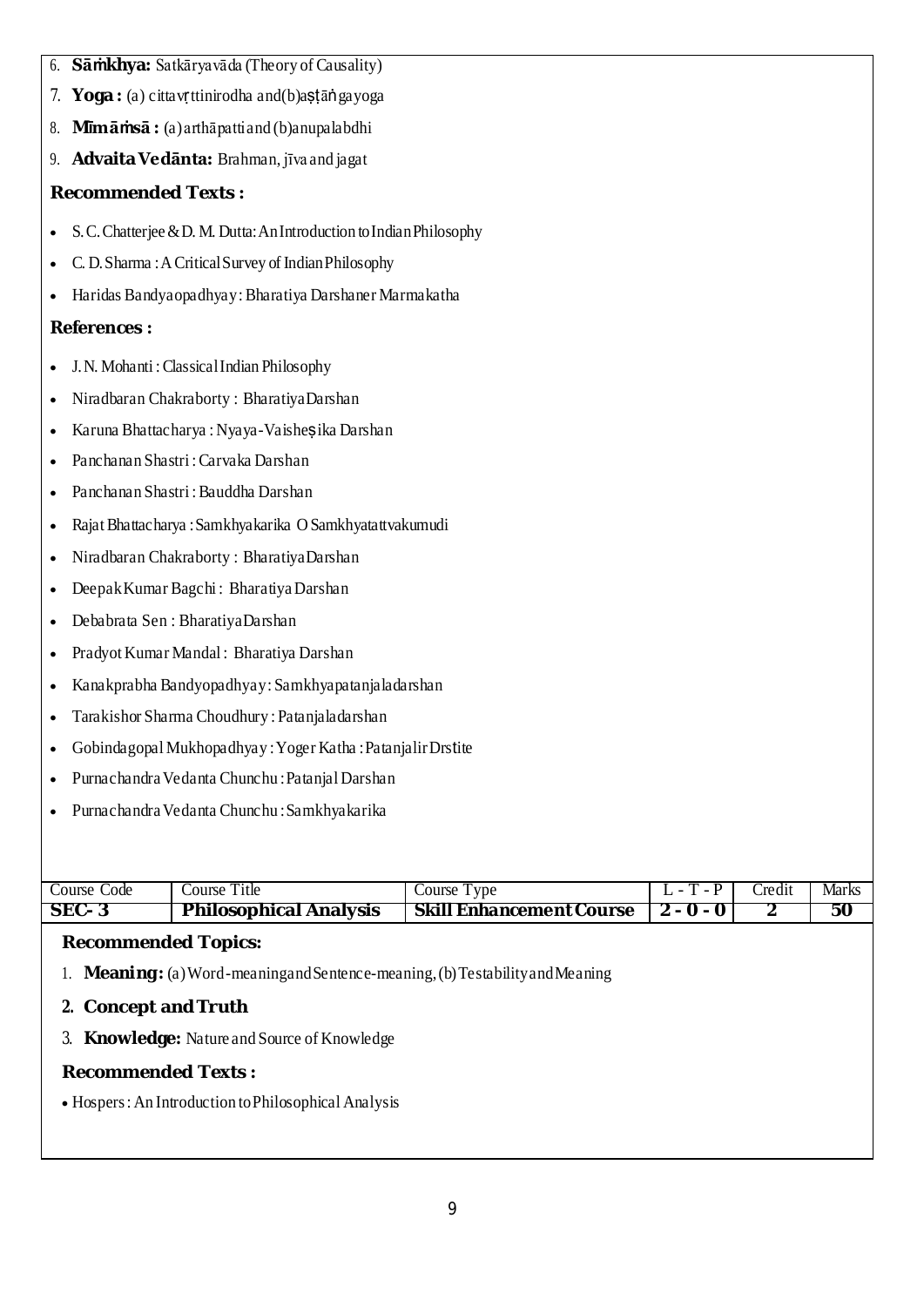6. **Sāṁkhya:** Satkāryavāda (Theory of Causality)
7. **Yoga :** (a) cittavṛttinirodha and(b)aṣṭāṅgayoga
8. **Mīmāṁsā :** (a) arthāpatti and (b)anupalabdhi
9. **Advaita Vedānta:** Brahman, jīva and jagat

### Recommended Texts :

- S. C. Chatterjee & D. M. Dutta: An Introduction to Indian Philosophy
- C. D. Sharma : A Critical Survey of Indian Philosophy
- Haridas Bandyaopadhyay : Bharatiya Darshaner Marmakatha

### References :

- J. N. Mohanti : Classical Indian Philosophy
- Niradbaran Chakraborty : BharatiyaDarshan
- Karuna Bhattacharya : Nyaya-Vaisheṣika Darshan
- Panchanan Shastri : Carvaka Darshan
- Panchanan Shastri : Bauddha Darshan
- Rajat Bhattacharya : Samkhyakarika O Samkhyatattvakumudi
- Niradbaran Chakraborty : BharatiyaDarshan
- Deepak Kumar Bagchi : Bharatiya Darshan
- Debabrata Sen : BharatiyaDarshan
- Pradyot Kumar Mandal : Bharatiya Darshan
- Kanakprabha Bandyopadhyay : Samkhyapatanjaladarshan
- Tarakishor Sharma Choudhury : Patanjaladarshan
- Gobindagopal Mukhopadhyay : Yoger Katha : Patanjalir Drstite
- Purnachandra Vedanta Chunchu : Patanjal Darshan
- Purnachandra Vedanta Chunchu : Samkhyakarika

| Course Code | Course Title | Course Type | L - T - P | Credit | Marks |
|---|---|---|---|---|---|
| **SEC- 3** | **Philosophical Analysis** | **Skill Enhancement Course** | **2 - 0 - 0** | **2** | **50** |

### Recommended Topics:

1. **Meaning:** (a) Word-meaning and Sentence-meaning, (b) Testability and Meaning
2. **Concept and Truth**
3. **Knowledge:** Nature and Source of Knowledge

### Recommended Texts :

- Hospers : An Introduction to Philosophical Analysis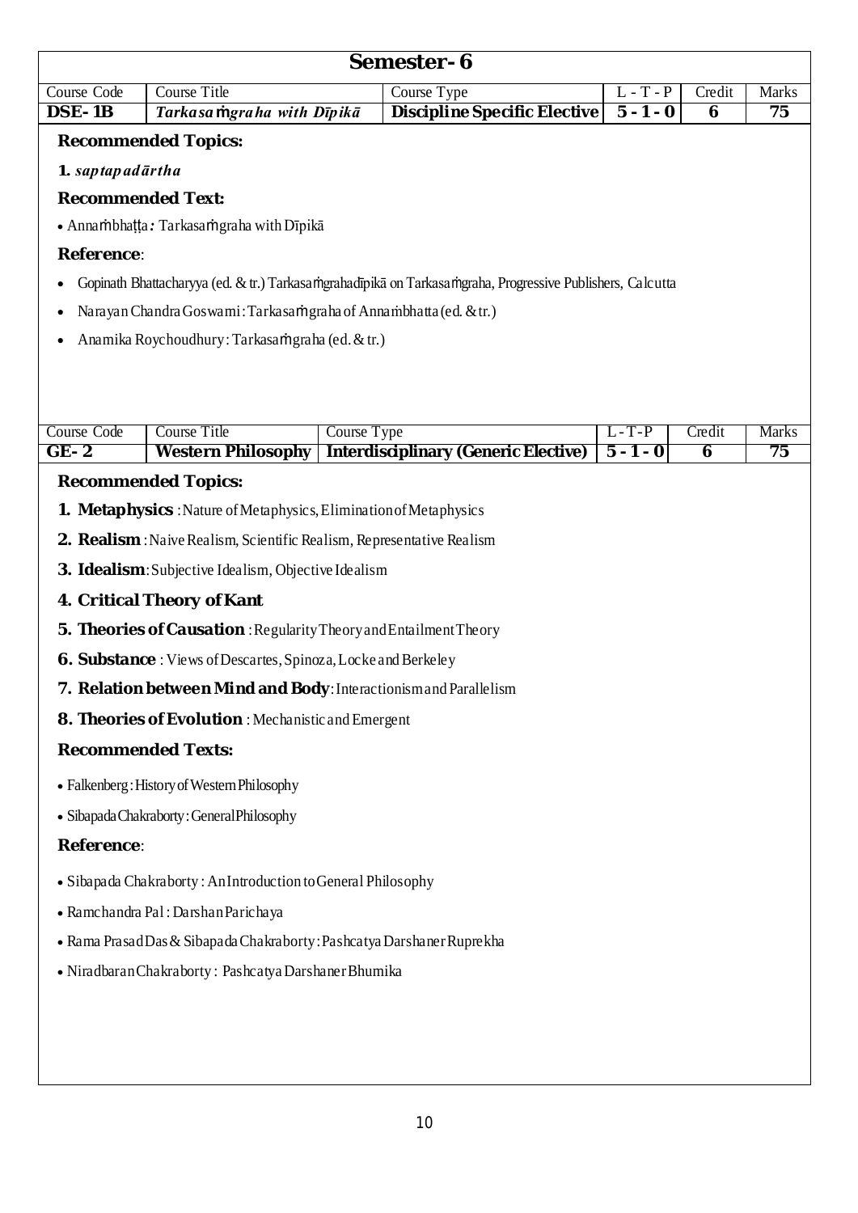# Semester- 6

| Course Code | Course Title | Course Type | L - T - P | Credit | Marks |
|---|---|---|---|---|---|
| **DSE- 1B** | ***Tarkasaṁgraha with Dīpikā*** | **Discipline Specific Elective** | **5 - 1 - 0** | **6** | **75** |

**Recommended Topics:**

**1.** ***saptapadārtha***

**Recommended Text:**

- Annaṁbhaṭṭa*:* Tarkasaṁgraha with Dīpikā

**Reference**:

- Gopinath Bhattacharyya (ed. & tr.) Tarkasaṁgrahadīpikā on Tarkasaṁgraha, Progressive Publishers, Calcutta
- Narayan Chandra Goswami: Tarkasaṁgraha of Annaṁbhatta (ed. & tr.)
- Anamika Roychoudhury: Tarkasaṁgraha (ed. & tr.)

| Course Code | Course Title | Course Type | L - T - P | Credit | Marks |
|---|---|---|---|---|---|
| **GE- 2** | **Western Philosophy** | **Interdisciplinary (Generic Elective)** | **5 - 1 - 0** | **6** | **75** |

**Recommended Topics:**

**1. Metaphysics** : Nature of Metaphysics, Elimination of Metaphysics

**2. Realism** : Naive Realism, Scientific Realism, Representative Realism

**3. Idealism**: Subjective Idealism, Objective Idealism

**4. Critical Theory of Kant**

**5. Theories of Causation** : Regularity Theory and Entailment Theory

**6. Substance** : Views of Descartes, Spinoza, Locke and Berkeley

**7. Relation between Mind and Body**: Interactionism and Parallelism

**8. Theories of Evolution** : Mechanistic and Emergent

**Recommended Texts:**

- Falkenberg: History of Western Philosophy
- Sibapada Chakraborty: General Philosophy

**Reference**:

- Sibapada Chakraborty : An Introduction to General Philosophy
- Ramchandra Pal : Darshan Parichaya
- Rama Prasad Das & Sibapada Chakraborty: Pashcatya Darshaner Ruprekha
- Niradbaran Chakraborty : Pashcatya Darshaner Bhumika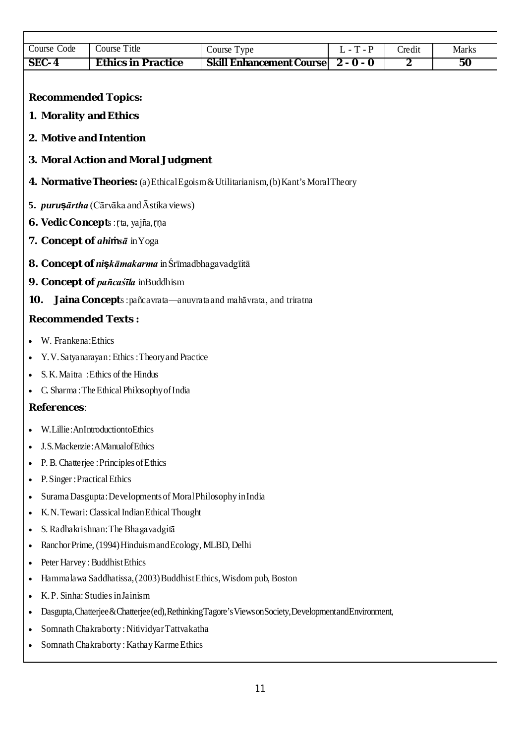| Course Code | Course Title | Course Type | L - T - P | Credit | Marks |
|---|---|---|---|---|---|
| **SEC-4** | **Ethics in Practice** | **Skill Enhancement Course** | **2 - 0 - 0** | **2** | **50** |

**Recommended Topics:**

1. **Morality and Ethics**
2. **Motive and Intention**
3. **Moral Action and Moral Judgment**
4. **Normative Theories:** (a) Ethical Egoism & Utilitarianism, (b) Kant's Moral Theory
5. ***puruṣārtha*** (Cārvāka and Āstika views)
6. **Vedic Concept**s : ṛta, yajña, ṛṇa
7. **Concept of *ahiṁsā*** in Yoga
8. **Concept of *niṣkāmakarma*** in Śrīmadbhagavadgītā
9. **Concept of *pañcaśīla*** in Buddhism
10. **Jaina Concept**s : pañcavrata—anuvrata and mahāvrata, and triratna

**Recommended Texts :**

- W. Frankena: Ethics
- Y. V. Satyanarayan: Ethics : Theory and Practice
- S. K. Maitra : Ethics of the Hindus
- C. Sharma : The Ethical Philosophy of India

**References**:

- W. Lillie: An Introduction to Ethics
- J. S. Mackenzie: A Manual of Ethics
- P. B. Chatterjee : Principles of Ethics
- P. Singer : Practical Ethics
- Surama Dasgupta: Developments of Moral Philosophy in India
- K. N. Tewari: Classical Indian Ethical Thought
- S. Radhakrishnan: The Bhagavadgitā
- Ranchor Prime, (1994) Hinduism and Ecology, MLBD, Delhi
- Peter Harvey : Buddhist Ethics
- Hammalawa Saddhatissa, (2003) Buddhist Ethics, Wisdom pub, Boston
- K. P. Sinha: Studies in Jainism
- Dasgupta, Chatterjee & Chatterjee (ed), Rethinking Tagore's Views on Society, Development and Environment,
- Somnath Chakraborty : Nitividyar Tattvakatha
- Somnath Chakraborty : Kathay Karme Ethics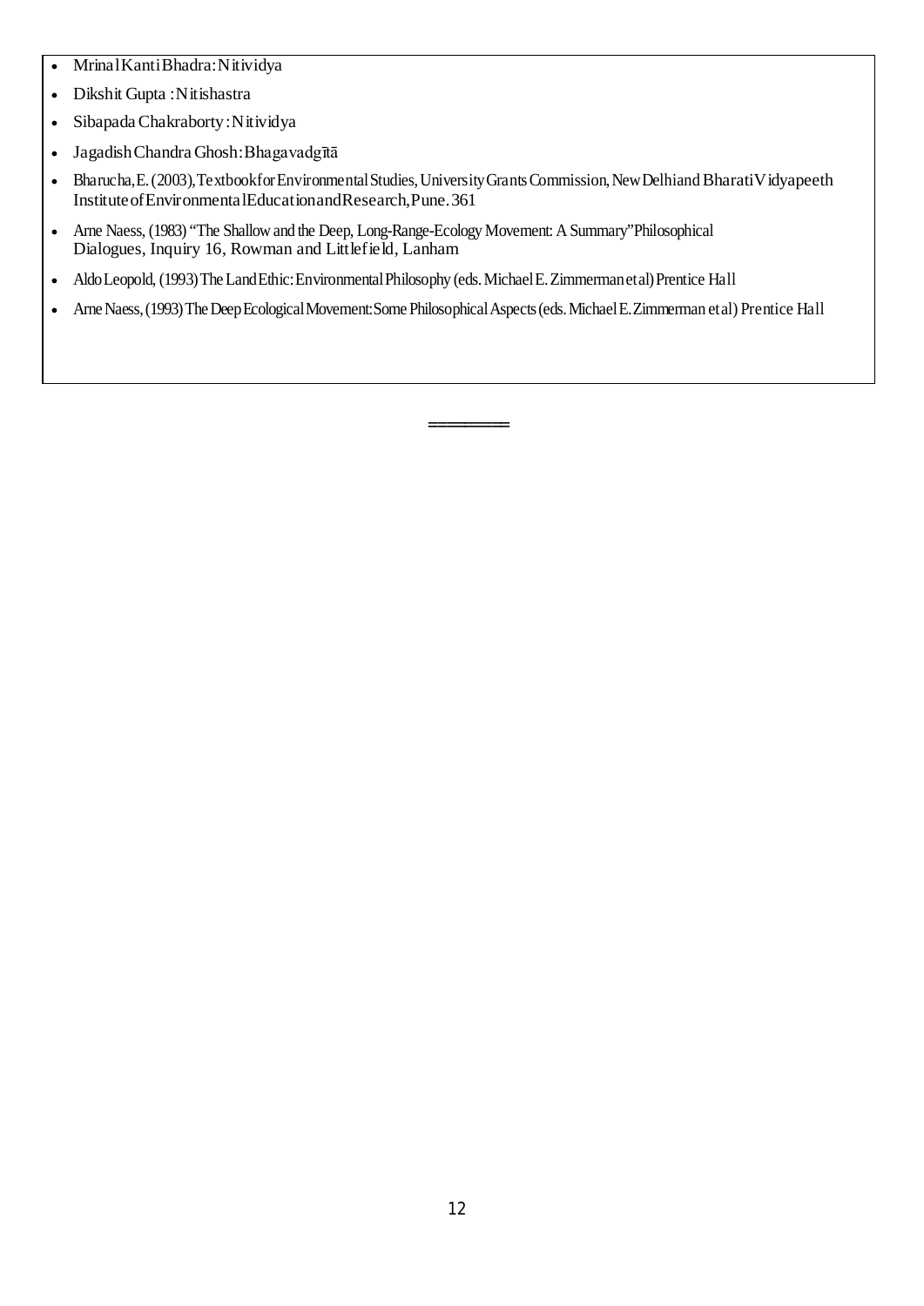- Mrinal Kanti Bhadra: Nitividya
- Dikshit Gupta : Nitishastra
- Sibapada Chakraborty : Nitividya
- Jagadish Chandra Ghosh: Bhagavadgītā
- Bharucha, E. (2003), Textbook for Environmental Studies, University Grants Commission, New Delhi and Bharati Vidyapeeth Institute of Environmental Education and Research, Pune. 361
- Arne Naess, (1983) "The Shallow and the Deep, Long-Range-Ecology Movement: A Summary" Philosophical Dialogues, Inquiry 16, Rowman and Littlefield, Lanham
- Aldo Leopold, (1993) The Land Ethic: Environmental Philosophy (eds. Michael E. Zimmerman et al) Prentice Hall
- Arne Naess, (1993) The Deep Ecological Movement: Some Philosophical Aspects (eds. Michael E. Zimmerman et al) Prentice Hall